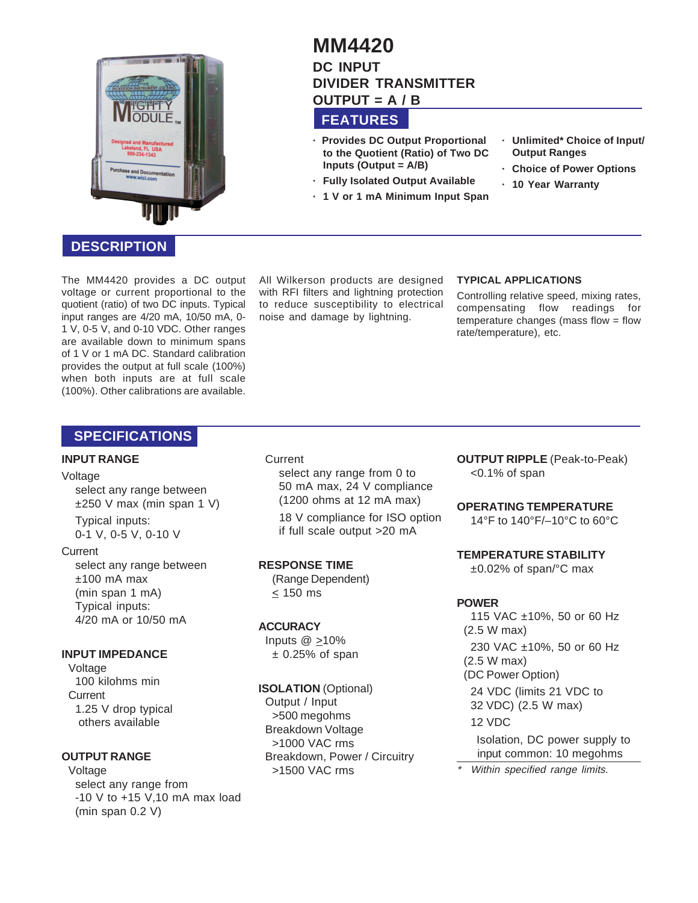# MM4420

## DC INPUT DIVIDER TRANSMITTER OUTPUT = A / B

## FEATURES

- Provides DC Output Proportional to the Quotient (Ratio) of Two DC Inputs (Output = A/B)
- Fully Isolated Output Available
- 1 V or 1 mA Minimum Input Span
- Unlimited* Choice of Input/ Output Ranges
- Choice of Power Options
- 10 Year Warranty

## DESCRIPTION

The MM4420 provides a DC output voltage or current proportional to the quotient (ratio) of two DC inputs. Typical input ranges are 4/20 mA, 10/50 mA, 0-1 V, 0-5 V, and 0-10 VDC. Other ranges are available down to minimum spans of 1 V or 1 mA DC. Standard calibration provides the output at full scale (100%) when both inputs are at full scale (100%). Other calibrations are available.

All Wilkerson products are designed with RFI filters and lightning protection to reduce susceptibility to electrical noise and damage by lightning.

### TYPICAL APPLICATIONS

Controlling relative speed, mixing rates, compensating flow readings for temperature changes (mass flow = flow rate/temperature), etc.

## SPECIFICATIONS

### INPUT RANGE

Voltage
select any range between ±250 V max (min span 1 V)
Typical inputs:
0-1 V, 0-5 V, 0-10 V

Current
select any range between ±100 mA max
(min span 1 mA)
Typical inputs:
4/20 mA or 10/50 mA

### INPUT IMPEDANCE

Voltage
100 kilohms min

Current
1.25 V drop typical
others available

### OUTPUT RANGE

Voltage
select any range from -10 V to +15 V,10 mA max load
(min span 0.2 V)

Current
select any range from 0 to 50 mA max, 24 V compliance (1200 ohms at 12 mA max)
18 V compliance for ISO option if full scale output >20 mA

### RESPONSE TIME

(Range Dependent)
≤ 150 ms

### ACCURACY

Inputs @ ≥10%
± 0.25% of span

### ISOLATION (Optional)

Output / Input
>500 megohms
Breakdown Voltage
>1000 VAC rms
Breakdown, Power / Circuitry
>1500 VAC rms

### OUTPUT RIPPLE (Peak-to-Peak)

<0.1% of span

### OPERATING TEMPERATURE

14°F to 140°F/–10°C to 60°C

### TEMPERATURE STABILITY

±0.02% of span/°C max

### POWER

115 VAC ±10%, 50 or 60 Hz (2.5 W max)

230 VAC ±10%, 50 or 60 Hz (2.5 W max)

(DC Power Option)

24 VDC (limits 21 VDC to 32 VDC) (2.5 W max)

12 VDC

Isolation, DC power supply to input common: 10 megohms

*\* Within specified range limits.*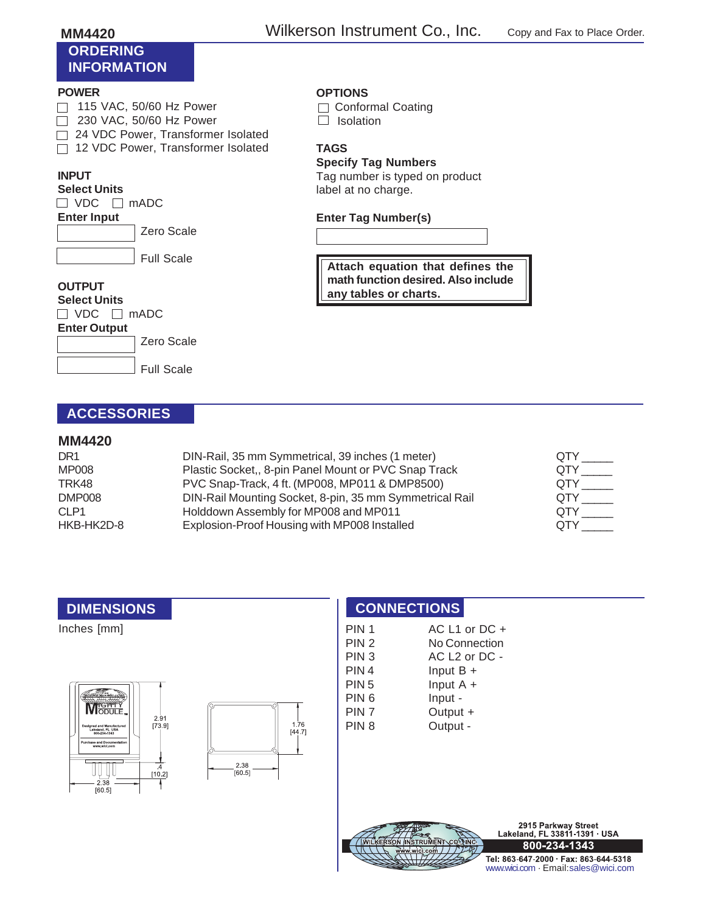MM4420

Wilkerson Instrument Co., Inc. Copy and Fax to Place Order.

## ORDERING INFORMATION

### POWER

- ☐ 115 VAC, 50/60 Hz Power
- ☐ 230 VAC, 50/60 Hz Power
- ☐ 24 VDC Power, Transformer Isolated
- ☐ 12 VDC Power, Transformer Isolated

### INPUT

**Select Units**

☐ VDC ☐ mADC

**Enter Input**

\_\_\_\_\_\_\_\_ Zero Scale

\_\_\_\_\_\_\_\_ Full Scale

### OUTPUT

**Select Units**

☐ VDC ☐ mADC

**Enter Output**

\_\_\_\_\_\_\_\_ Zero Scale

\_\_\_\_\_\_\_\_ Full Scale

### OPTIONS

- ☐ Conformal Coating
- ☐ Isolation

### TAGS

**Specify Tag Numbers**

Tag number is typed on product label at no charge.

**Enter Tag Number(s)**

\_\_\_\_\_\_\_\_

**Attach equation that defines the math function desired. Also include any tables or charts.**

## ACCESSORIES

### MM4420

| | | |
|---|---|---|
| DR1 | DIN-Rail, 35 mm Symmetrical, 39 inches (1 meter) | QTY \_\_\_\_\_ |
| MP008 | Plastic Socket,, 8-pin Panel Mount or PVC Snap Track | QTY \_\_\_\_\_ |
| TRK48 | PVC Snap-Track, 4 ft. (MP008, MP011 & DMP8500) | QTY \_\_\_\_\_ |
| DMP008 | DIN-Rail Mounting Socket, 8-pin, 35 mm Symmetrical Rail | QTY \_\_\_\_\_ |
| CLP1 | Holddown Assembly for MP008 and MP011 | QTY \_\_\_\_\_ |
| HKB-HK2D-8 | Explosion-Proof Housing with MP008 Installed | QTY \_\_\_\_\_ |

## DIMENSIONS

Inches [mm]

2.91 [73.9]

.4 [10.2]

2.38 [60.5]

1.76 [44.7]

2.38 [60.5]

## CONNECTIONS

| | |
|---|---|
| PIN 1 | AC L1 or DC + |
| PIN 2 | No Connection |
| PIN 3 | AC L2 or DC - |
| PIN 4 | Input B + |
| PIN 5 | Input A + |
| PIN 6 | Input - |
| PIN 7 | Output + |
| PIN 8 | Output - |

WILKERSON INSTRUMENT CO., INC. www.wici.com

2915 Parkway Street
Lakeland, FL 33811-1391 · USA
800-234-1343
Tel: 863-647-2000 · Fax: 863-644-5318
www.wici.com · Email:sales@wici.com